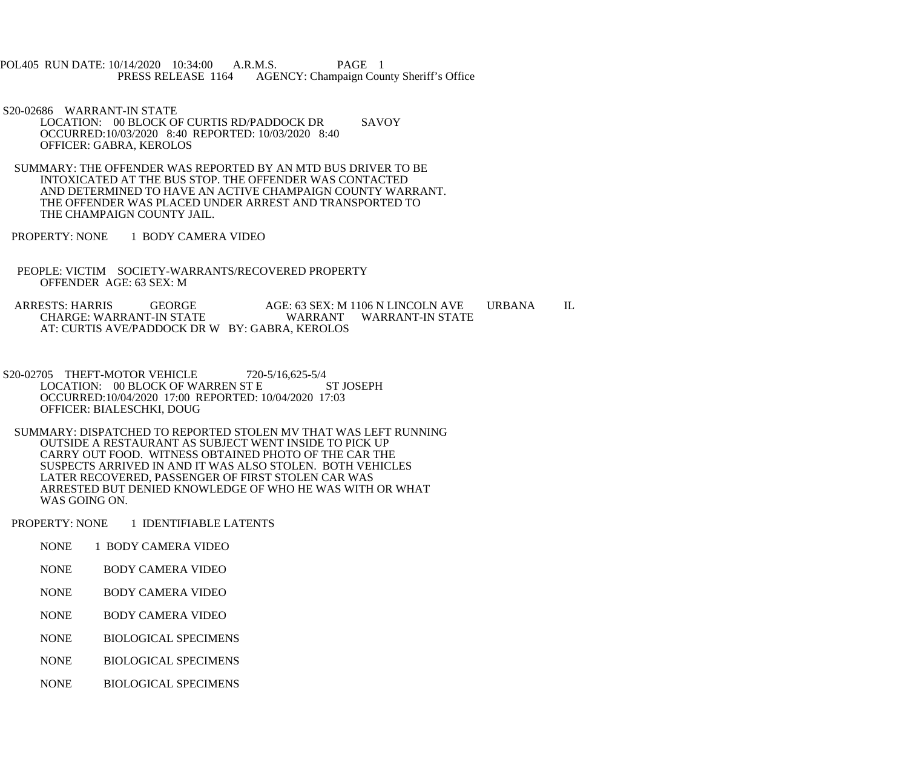POL405 RUN DATE: 10/14/2020 10:34:00 A.R.M.S. PAGE 1
PRESS RELEASE 1164 AGENCY: Champaign County Sheriff's Office

S20-02686 WARRANT-IN STATE
LOCATION: 00 BLOCK OF CURTIS RD/PADDOCK DR SAVOY
OCCURRED:10/03/2020 8:40 REPORTED: 10/03/2020 8:40
OFFICER: GABRA, KEROLOS

SUMMARY: THE OFFENDER WAS REPORTED BY AN MTD BUS DRIVER TO BE INTOXICATED AT THE BUS STOP. THE OFFENDER WAS CONTACTED AND DETERMINED TO HAVE AN ACTIVE CHAMPAIGN COUNTY WARRANT. THE OFFENDER WAS PLACED UNDER ARREST AND TRANSPORTED TO THE CHAMPAIGN COUNTY JAIL.

PROPERTY: NONE 1 BODY CAMERA VIDEO

PEOPLE: VICTIM SOCIETY-WARRANTS/RECOVERED PROPERTY
OFFENDER AGE: 63 SEX: M

ARRESTS: HARRIS GEORGE AGE: 63 SEX: M 1106 N LINCOLN AVE URBANA IL
CHARGE: WARRANT-IN STATE WARRANT WARRANT-IN STATE
AT: CURTIS AVE/PADDOCK DR W BY: GABRA, KEROLOS

S20-02705 THEFT-MOTOR VEHICLE 720-5/16,625-5/4
LOCATION: 00 BLOCK OF WARREN ST E ST JOSEPH
OCCURRED:10/04/2020 17:00 REPORTED: 10/04/2020 17:03
OFFICER: BIALESCHKI, DOUG

SUMMARY: DISPATCHED TO REPORTED STOLEN MV THAT WAS LEFT RUNNING OUTSIDE A RESTAURANT AS SUBJECT WENT INSIDE TO PICK UP CARRY OUT FOOD. WITNESS OBTAINED PHOTO OF THE CAR THE SUSPECTS ARRIVED IN AND IT WAS ALSO STOLEN. BOTH VEHICLES LATER RECOVERED, PASSENGER OF FIRST STOLEN CAR WAS ARRESTED BUT DENIED KNOWLEDGE OF WHO HE WAS WITH OR WHAT WAS GOING ON.

PROPERTY: NONE 1 IDENTIFIABLE LATENTS

NONE 1 BODY CAMERA VIDEO

NONE BODY CAMERA VIDEO

NONE BODY CAMERA VIDEO

NONE BODY CAMERA VIDEO

NONE BIOLOGICAL SPECIMENS

NONE BIOLOGICAL SPECIMENS

NONE BIOLOGICAL SPECIMENS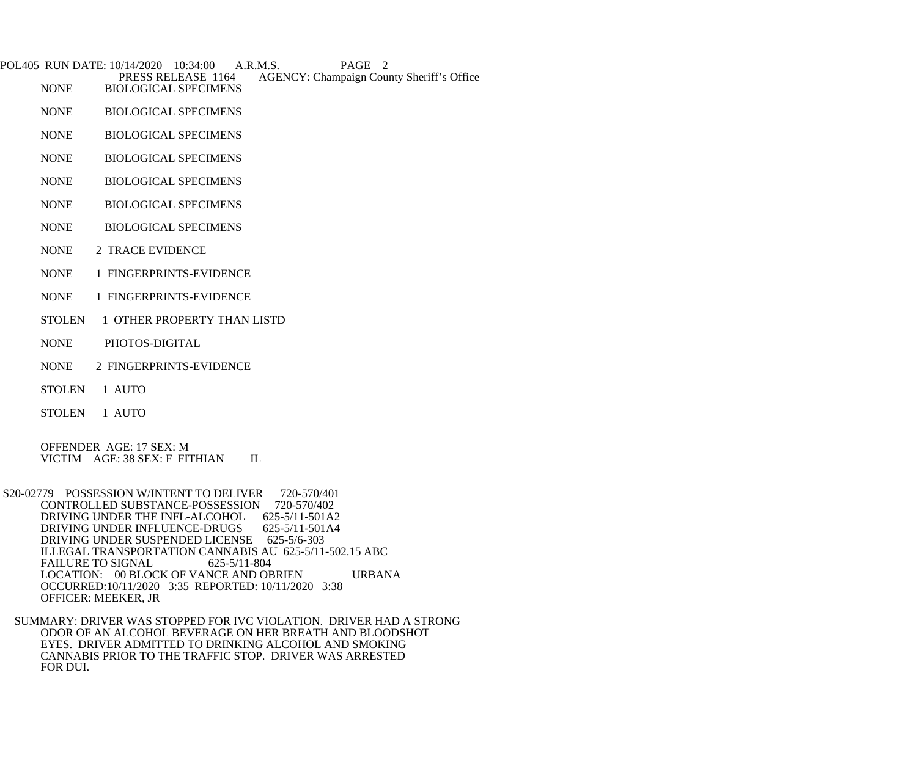NONE BIOLOGICAL SPECIMENS

NONE BIOLOGICAL SPECIMENS

NONE BIOLOGICAL SPECIMENS

NONE BIOLOGICAL SPECIMENS

NONE BIOLOGICAL SPECIMENS

NONE BIOLOGICAL SPECIMENS

NONE BIOLOGICAL SPECIMENS

NONE 2 TRACE EVIDENCE

NONE 1 FINGERPRINTS-EVIDENCE

NONE 1 FINGERPRINTS-EVIDENCE

STOLEN 1 OTHER PROPERTY THAN LISTD

NONE PHOTOS-DIGITAL

NONE 2 FINGERPRINTS-EVIDENCE

STOLEN 1 AUTO

STOLEN 1 AUTO

OFFENDER AGE: 17 SEX: M
VICTIM AGE: 38 SEX: F FITHIAN IL

S20-02779 POSSESSION W/INTENT TO DELIVER 720-570/401
CONTROLLED SUBSTANCE-POSSESSION 720-570/402
DRIVING UNDER THE INFL-ALCOHOL 625-5/11-501A2
DRIVING UNDER INFLUENCE-DRUGS 625-5/11-501A4
DRIVING UNDER SUSPENDED LICENSE 625-5/6-303
ILLEGAL TRANSPORTATION CANNABIS AU 625-5/11-502.15 ABC
FAILURE TO SIGNAL 625-5/11-804
LOCATION: 00 BLOCK OF VANCE AND OBRIEN URBANA
OCCURRED:10/11/2020 3:35 REPORTED: 10/11/2020 3:38
OFFICER: MEEKER, JR

SUMMARY: DRIVER WAS STOPPED FOR IVC VIOLATION. DRIVER HAD A STRONG ODOR OF AN ALCOHOL BEVERAGE ON HER BREATH AND BLOODSHOT EYES. DRIVER ADMITTED TO DRINKING ALCOHOL AND SMOKING CANNABIS PRIOR TO THE TRAFFIC STOP. DRIVER WAS ARRESTED FOR DUI.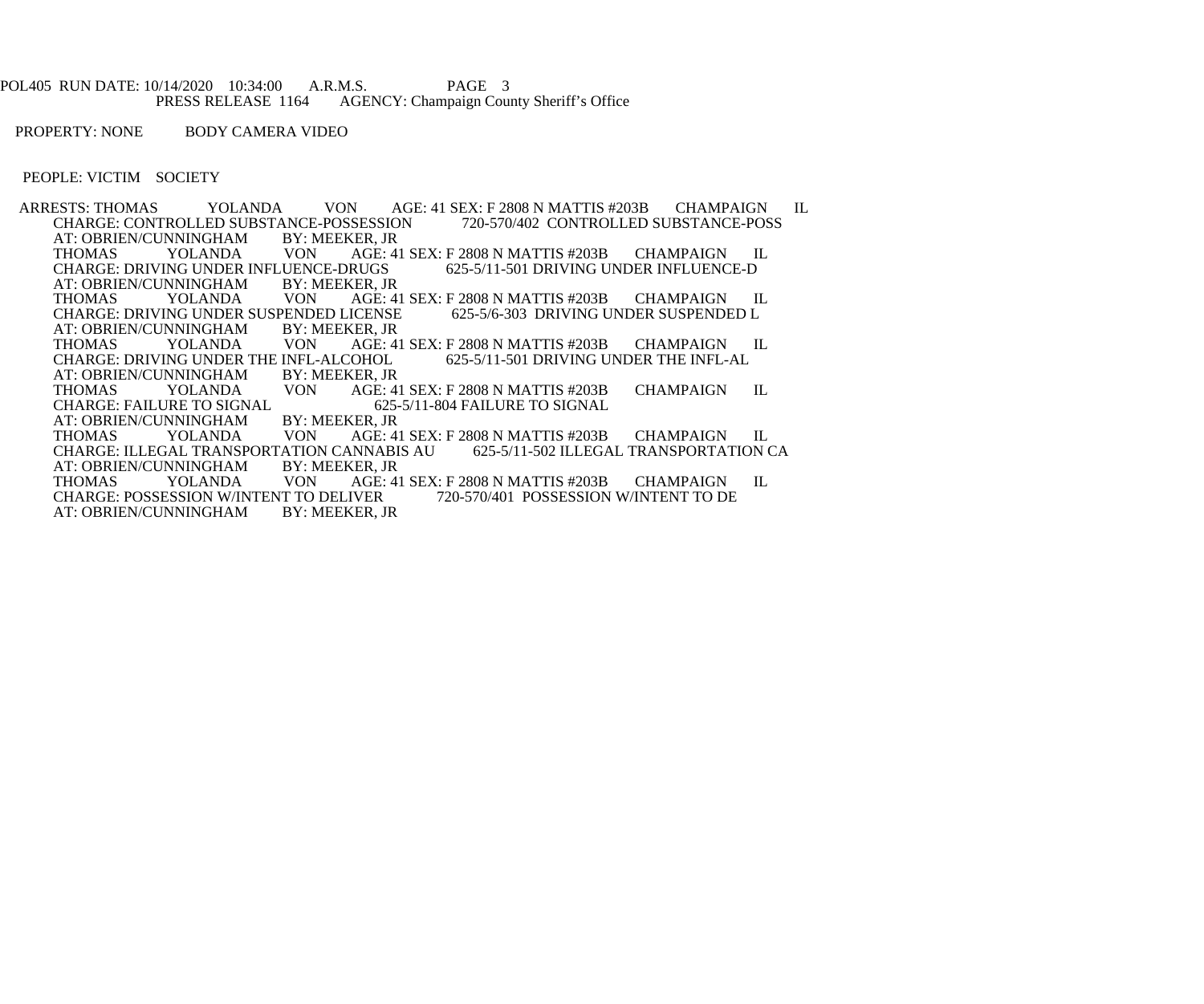PROPERTY: NONE BODY CAMERA VIDEO

PEOPLE: VICTIM SOCIETY

ARRESTS: THOMAS YOLANDA VON AGE: 41 SEX: F 2808 N MATTIS #203B CHAMPAIGN IL
CHARGE: CONTROLLED SUBSTANCE-POSSESSION 720-570/402 CONTROLLED SUBSTANCE-POSS
AT: OBRIEN/CUNNINGHAM BY: MEEKER, JR
THOMAS YOLANDA VON AGE: 41 SEX: F 2808 N MATTIS #203B CHAMPAIGN IL
CHARGE: DRIVING UNDER INFLUENCE-DRUGS 625-5/11-501 DRIVING UNDER INFLUENCE-D
AT: OBRIEN/CUNNINGHAM BY: MEEKER, JR
THOMAS YOLANDA VON AGE: 41 SEX: F 2808 N MATTIS #203B CHAMPAIGN IL
CHARGE: DRIVING UNDER SUSPENDED LICENSE 625-5/6-303 DRIVING UNDER SUSPENDED L
AT: OBRIEN/CUNNINGHAM BY: MEEKER, JR
THOMAS YOLANDA VON AGE: 41 SEX: F 2808 N MATTIS #203B CHAMPAIGN IL
CHARGE: DRIVING UNDER THE INFL-ALCOHOL 625-5/11-501 DRIVING UNDER THE INFL-AL
AT: OBRIEN/CUNNINGHAM BY: MEEKER, JR
THOMAS YOLANDA VON AGE: 41 SEX: F 2808 N MATTIS #203B CHAMPAIGN IL
CHARGE: FAILURE TO SIGNAL 625-5/11-804 FAILURE TO SIGNAL
AT: OBRIEN/CUNNINGHAM BY: MEEKER, JR
THOMAS YOLANDA VON AGE: 41 SEX: F 2808 N MATTIS #203B CHAMPAIGN IL
CHARGE: ILLEGAL TRANSPORTATION CANNABIS AU 625-5/11-502 ILLEGAL TRANSPORTATION CA
AT: OBRIEN/CUNNINGHAM BY: MEEKER, JR
THOMAS YOLANDA VON AGE: 41 SEX: F 2808 N MATTIS #203B CHAMPAIGN IL
CHARGE: POSSESSION W/INTENT TO DELIVER 720-570/401 POSSESSION W/INTENT TO DE
AT: OBRIEN/CUNNINGHAM BY: MEEKER, JR